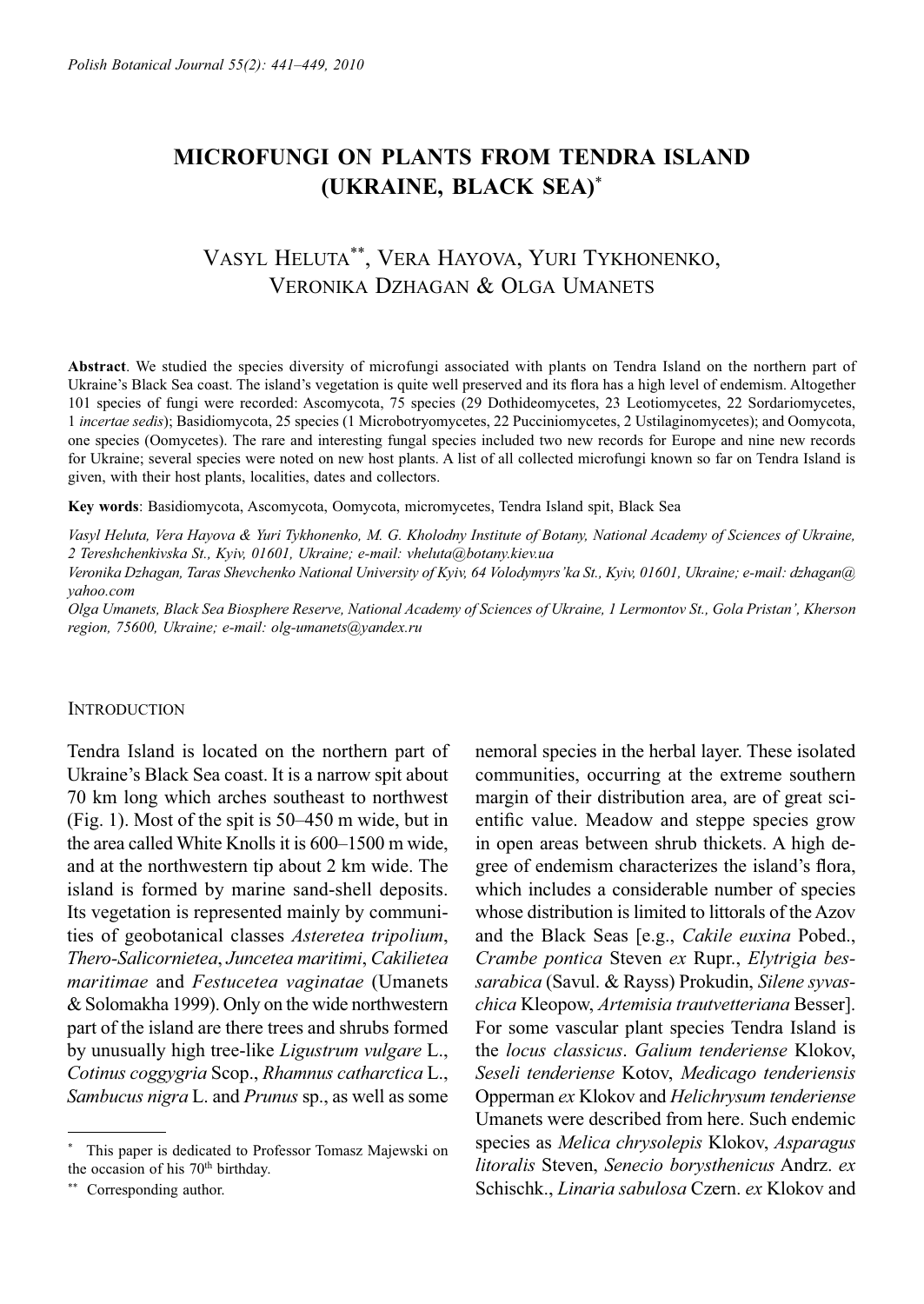# MICROFUNGI ON PLANTS FROM TENDRA ISLAND (UKRAINE, BLACK SEA)[*]

VASYL HELUTA[**], VERA HAYOVA, YURI TYKHONENKO, VERONIKA DZHAGAN & OLGA UMANETS

**Abstract**. We studied the species diversity of microfungi associated with plants on Tendra Island on the northern part of Ukraine's Black Sea coast. The island's vegetation is quite well preserved and its flora has a high level of endemism. Altogether 101 species of fungi were recorded: Ascomycota, 75 species (29 Dothideomycetes, 23 Leotiomycetes, 22 Sordariomycetes, 1 *incertae sedis*); Basidiomycota, 25 species (1 Microbotryomycetes, 22 Pucciniomycetes, 2 Ustilaginomycetes); and Oomycota, one species (Oomycetes). The rare and interesting fungal species included two new records for Europe and nine new records for Ukraine; several species were noted on new host plants. A list of all collected microfungi known so far on Tendra Island is given, with their host plants, localities, dates and collectors.

**Key words**: Basidiomycota, Ascomycota, Oomycota, micromycetes, Tendra Island spit, Black Sea

*Vasyl Heluta, Vera Hayova & Yuri Tykhonenko, M. G. Kholodny Institute of Botany, National Academy of Sciences of Ukraine, 2 Tereshchenkivska St., Kyiv, 01601, Ukraine; e-mail: vheluta@botany.kiev.ua*

*Veronika Dzhagan, Taras Shevchenko National University of Kyiv, 64 Volodymyrs'ka St., Kyiv, 01601, Ukraine; e-mail: dzhagan@yahoo.com*

*Olga Umanets, Black Sea Biosphere Reserve, National Academy of Sciences of Ukraine, 1 Lermontov St., Gola Pristan', Kherson region, 75600, Ukraine; e-mail: olg-umanets@yandex.ru*

## INTRODUCTION

Tendra Island is located on the northern part of Ukraine's Black Sea coast. It is a narrow spit about 70 km long which arches southeast to northwest (Fig. 1). Most of the spit is 50–450 m wide, but in the area called White Knolls it is 600–1500 m wide, and at the northwestern tip about 2 km wide. The island is formed by marine sand-shell deposits. Its vegetation is represented mainly by communities of geobotanical classes *Asteretea tripolium*, *Thero-Salicornietea*, *Juncetea maritimi*, *Cakilietea maritimae* and *Festucetea vaginatae* (Umanets & Solomakha 1999). Only on the wide northwestern part of the island are there trees and shrubs formed by unusually high tree-like *Ligustrum vulgare* L., *Cotinus coggygria* Scop., *Rhamnus catharctica* L., *Sambucus nigra* L. and *Prunus* sp., as well as some nemoral species in the herbal layer. These isolated communities, occurring at the extreme southern margin of their distribution area, are of great scientific value. Meadow and steppe species grow in open areas between shrub thickets. A high degree of endemism characterizes the island's flora, which includes a considerable number of species whose distribution is limited to littorals of the Azov and the Black Seas [e.g., *Cakile euxina* Pobed., *Crambe pontica* Steven *ex* Rupr., *Elytrigia bessarabica* (Savul. & Rayss) Prokudin, *Silene syvaschica* Kleopow, *Artemisia trautvetteriana* Besser]. For some vascular plant species Tendra Island is the *locus classicus*. *Galium tenderiense* Klokov, *Seseli tenderiense* Kotov, *Medicago tenderiensis* Opperman *ex* Klokov and *Helichrysum tenderiense* Umanets were described from here. Such endemic species as *Melica chrysolepis* Klokov, *Asparagus litoralis* Steven, *Senecio borysthenicus* Andrz. *ex* Schischk., *Linaria sabulosa* Czern. *ex* Klokov and

---

[*] This paper is dedicated to Professor Tomasz Majewski on the occasion of his 70[th] birthday.

[**] Corresponding author.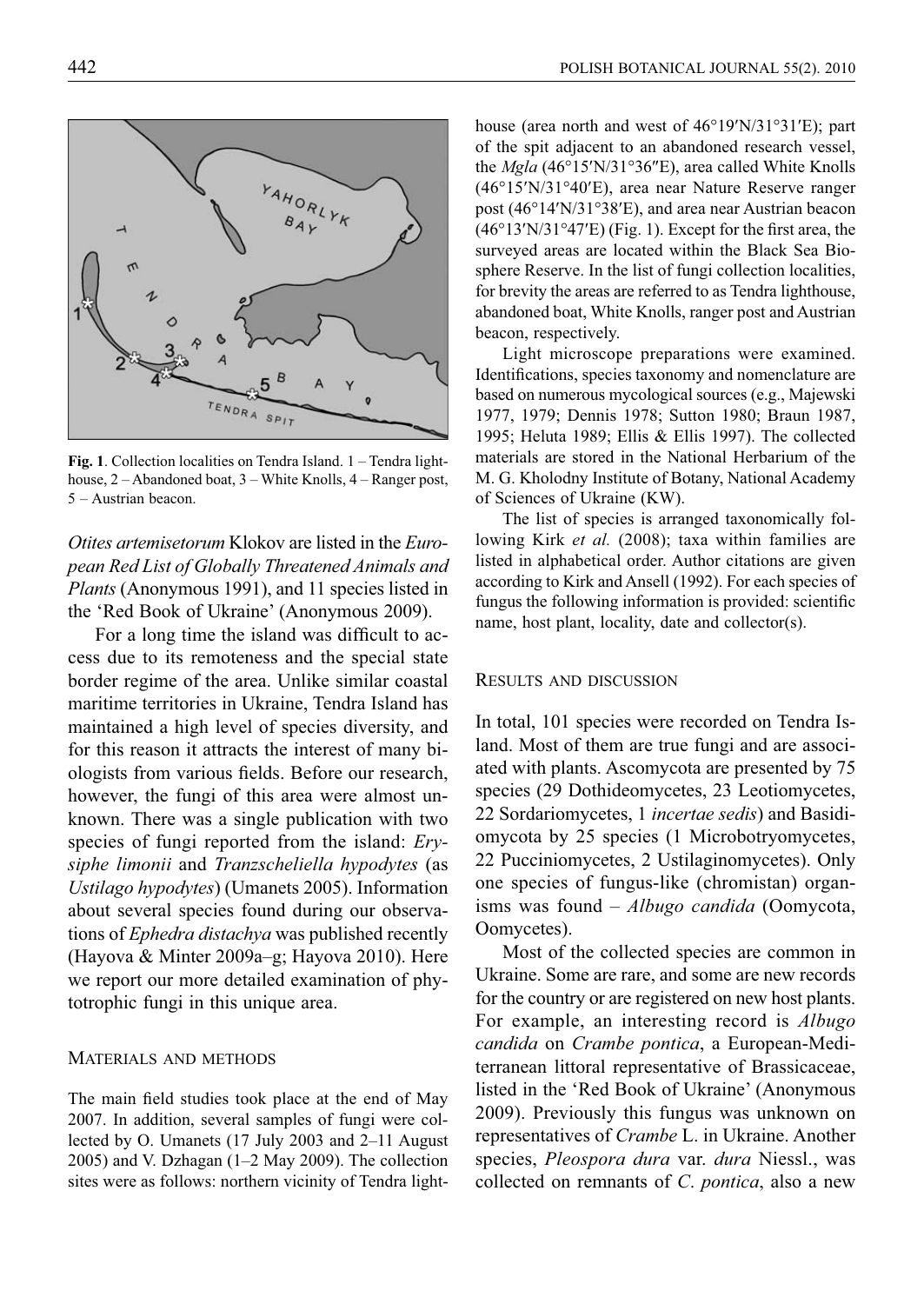Fig. 1. Collection localities on Tendra Island. 1 – Tendra lighthouse, 2 – Abandoned boat, 3 – White Knolls, 4 – Ranger post, 5 – Austrian beacon.

*Otites artemisetorum* Klokov are listed in the *European Red List of Globally Threatened Animals and Plants* (Anonymous 1991), and 11 species listed in the 'Red Book of Ukraine' (Anonymous 2009).

For a long time the island was difficult to access due to its remoteness and the special state border regime of the area. Unlike similar coastal maritime territories in Ukraine, Tendra Island has maintained a high level of species diversity, and for this reason it attracts the interest of many biologists from various fields. Before our research, however, the fungi of this area were almost unknown. There was a single publication with two species of fungi reported from the island: *Erysiphe limonii* and *Tranzscheliella hypodytes* (as *Ustilago hypodytes*) (Umanets 2005). Information about several species found during our observations of *Ephedra distachya* was published recently (Hayova & Minter 2009a–g; Hayova 2010). Here we report our more detailed examination of phytotrophic fungi in this unique area.

## Materials and methods

The main field studies took place at the end of May 2007. In addition, several samples of fungi were collected by O. Umanets (17 July 2003 and 2–11 August 2005) and V. Dzhagan (1–2 May 2009). The collection sites were as follows: northern vicinity of Tendra lighthouse (area north and west of 46°19′N/31°31′E); part of the spit adjacent to an abandoned research vessel, the *Mgla* (46°15′N/31°36″E), area called White Knolls (46°15′N/31°40′E), area near Nature Reserve ranger post (46°14′N/31°38′E), and area near Austrian beacon (46°13′N/31°47′E) (Fig. 1). Except for the first area, the surveyed areas are located within the Black Sea Biosphere Reserve. In the list of fungi collection localities, for brevity the areas are referred to as Tendra lighthouse, abandoned boat, White Knolls, ranger post and Austrian beacon, respectively.

Light microscope preparations were examined. Identifications, species taxonomy and nomenclature are based on numerous mycological sources (e.g., Majewski 1977, 1979; Dennis 1978; Sutton 1980; Braun 1987, 1995; Heluta 1989; Ellis & Ellis 1997). The collected materials are stored in the National Herbarium of the M. G. Kholodny Institute of Botany, National Academy of Sciences of Ukraine (KW).

The list of species is arranged taxonomically following Kirk *et al.* (2008); taxa within families are listed in alphabetical order. Author citations are given according to Kirk and Ansell (1992). For each species of fungus the following information is provided: scientific name, host plant, locality, date and collector(s).

## Results and discussion

In total, 101 species were recorded on Tendra Island. Most of them are true fungi and are associated with plants. Ascomycota are presented by 75 species (29 Dothideomycetes, 23 Leotiomycetes, 22 Sordariomycetes, 1 *incertae sedis*) and Basidiomycota by 25 species (1 Microbotryomycetes, 22 Pucciniomycetes, 2 Ustilaginomycetes). Only one species of fungus-like (chromistan) organisms was found – *Albugo candida* (Oomycota, Oomycetes).

Most of the collected species are common in Ukraine. Some are rare, and some are new records for the country or are registered on new host plants. For example, an interesting record is *Albugo candida* on *Crambe pontica*, a European-Mediterranean littoral representative of Brassicaceae, listed in the 'Red Book of Ukraine' (Anonymous 2009). Previously this fungus was unknown on representatives of *Crambe* L. in Ukraine. Another species, *Pleospora dura* var. *dura* Niessl., was collected on remnants of *C. pontica*, also a new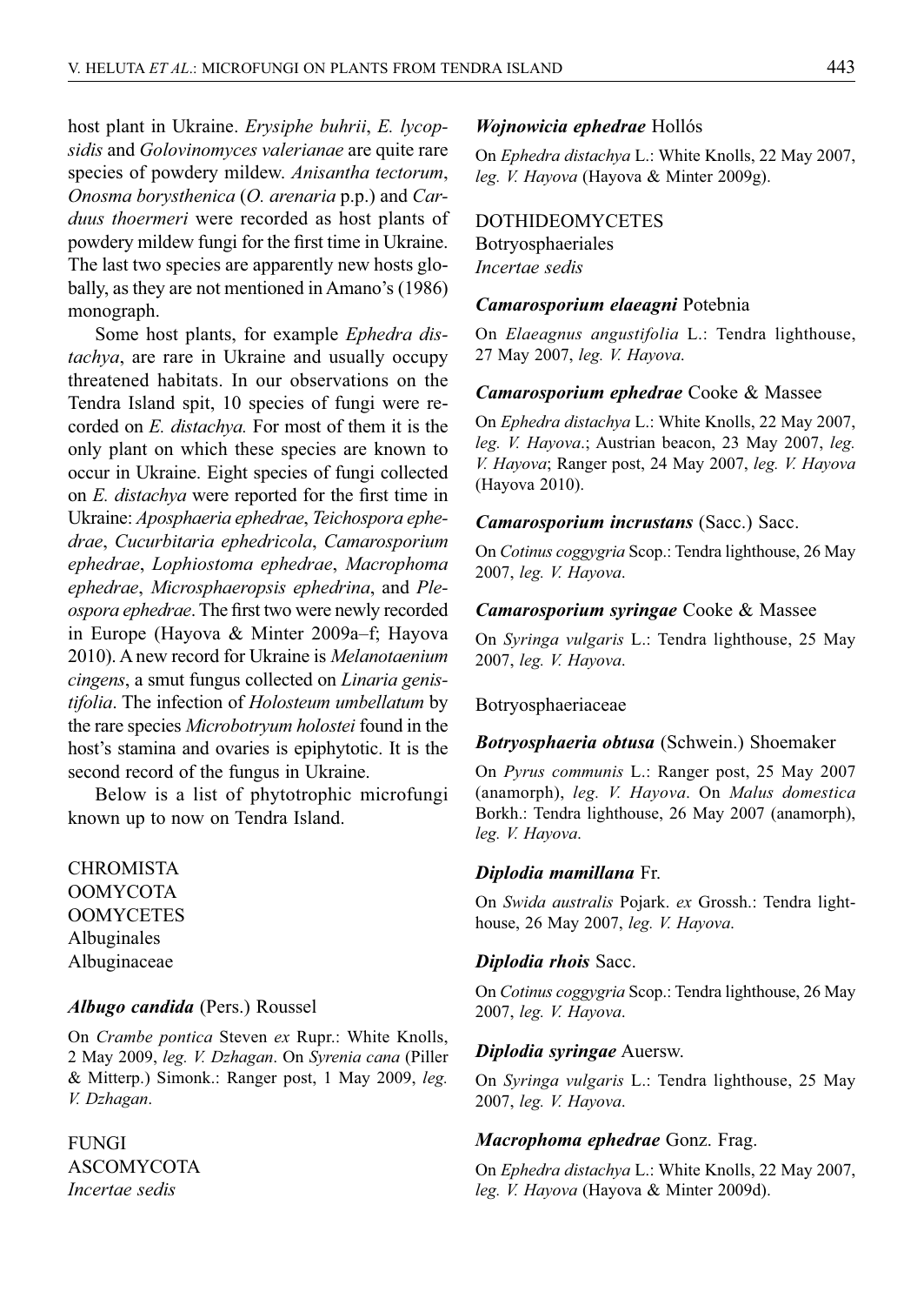host plant in Ukraine. *Erysiphe buhrii*, *E. lycopsidis* and *Golovinomyces valerianae* are quite rare species of powdery mildew. *Anisantha tectorum*, *Onosma borysthenica* (*O. arenaria* p.p.) and *Carduus thoermeri* were recorded as host plants of powdery mildew fungi for the first time in Ukraine. The last two species are apparently new hosts globally, as they are not mentioned in Amano's (1986) monograph.

Some host plants, for example *Ephedra distachya*, are rare in Ukraine and usually occupy threatened habitats. In our observations on the Tendra Island spit, 10 species of fungi were recorded on *E. distachya.* For most of them it is the only plant on which these species are known to occur in Ukraine. Eight species of fungi collected on *E. distachya* were reported for the first time in Ukraine: *Aposphaeria ephedrae*, *Teichospora ephedrae*, *Cucurbitaria ephedricola*, *Camarosporium ephedrae*, *Lophiostoma ephedrae*, *Macrophoma ephedrae*, *Microsphaeropsis ephedrina*, and *Pleospora ephedrae*. The first two were newly recorded in Europe (Hayova & Minter 2009a–f; Hayova 2010). A new record for Ukraine is *Melanotaenium cingens*, a smut fungus collected on *Linaria genistifolia*. The infection of *Holosteum umbellatum* by the rare species *Microbotryum holostei* found in the host's stamina and ovaries is epiphytotic. It is the second record of the fungus in Ukraine.

Below is a list of phytotrophic microfungi known up to now on Tendra Island.

CHROMISTA
OOMYCOTA
OOMYCETES
Albuginales
Albuginaceae

***Albugo candida*** (Pers.) Roussel

On *Crambe pontica* Steven *ex* Rupr.: White Knolls, 2 May 2009, *leg. V. Dzhagan*. On *Syrenia cana* (Piller & Mitterp.) Simonk.: Ranger post, 1 May 2009, *leg. V. Dzhagan*.

FUNGI
ASCOMYCOTA
*Incertae sedis*

***Wojnowicia ephedrae*** Hollós

On *Ephedra distachya* L.: White Knolls, 22 May 2007, *leg. V. Hayova* (Hayova & Minter 2009g).

DOTHIDEOMYCETES
Botryosphaeriales
*Incertae sedis*

***Camarosporium elaeagni*** Potebnia

On *Elaeagnus angustifolia* L.: Tendra lighthouse, 27 May 2007, *leg. V. Hayova*.

***Camarosporium ephedrae*** Cooke & Massee

On *Ephedra distachya* L.: White Knolls, 22 May 2007, *leg. V. Hayova*.; Austrian beacon, 23 May 2007, *leg. V. Hayova*; Ranger post, 24 May 2007, *leg. V. Hayova* (Hayova 2010).

***Camarosporium incrustans*** (Sacc.) Sacc.

On *Cotinus coggygria* Scop.: Tendra lighthouse, 26 May 2007, *leg. V. Hayova*.

***Camarosporium syringae*** Cooke & Massee

On *Syringa vulgaris* L.: Tendra lighthouse, 25 May 2007, *leg. V. Hayova*.

Botryosphaeriaceae

***Botryosphaeria obtusa*** (Schwein.) Shoemaker

On *Pyrus communis* L.: Ranger post, 25 May 2007 (anamorph), *leg. V. Hayova*. On *Malus domestica* Borkh.: Tendra lighthouse, 26 May 2007 (anamorph), *leg. V. Hayova*.

***Diplodia mamillana*** Fr.

On *Swida australis* Pojark. *ex* Grossh.: Tendra lighthouse, 26 May 2007, *leg. V. Hayova*.

***Diplodia rhois*** Sacc.

On *Cotinus coggygria* Scop.: Tendra lighthouse, 26 May 2007, *leg. V. Hayova*.

***Diplodia syringae*** Auersw.

On *Syringa vulgaris* L.: Tendra lighthouse, 25 May 2007, *leg. V. Hayova*.

***Macrophoma ephedrae*** Gonz. Frag.

On *Ephedra distachya* L.: White Knolls, 22 May 2007, *leg. V. Hayova* (Hayova & Minter 2009d).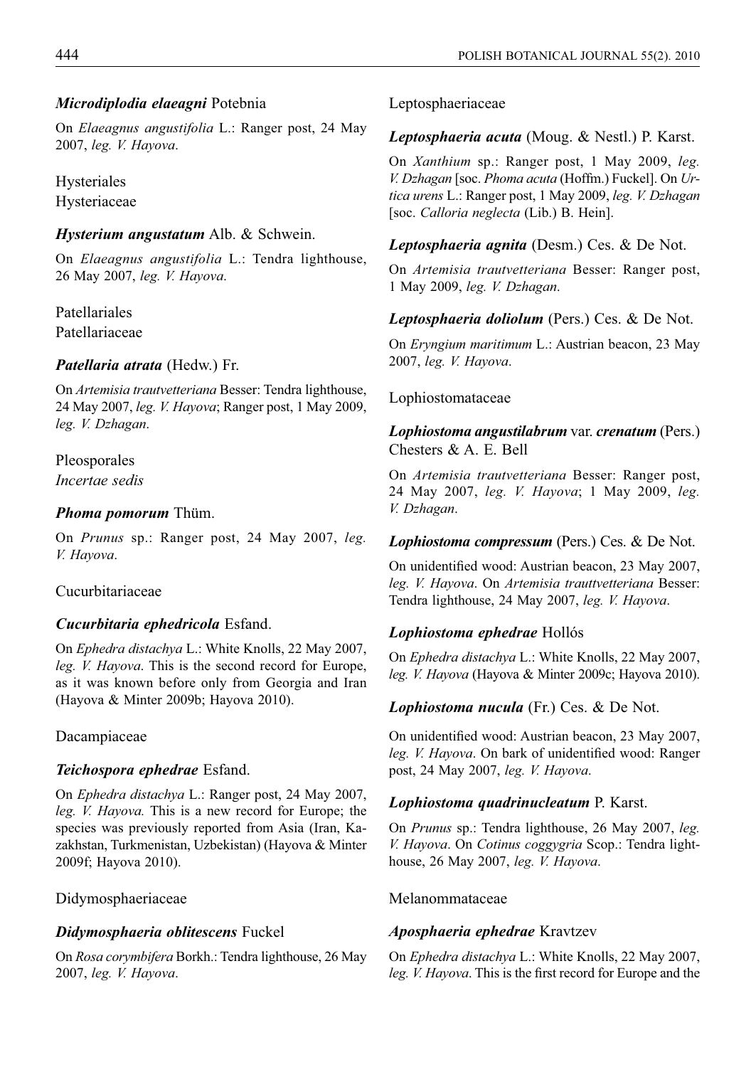### ***Microdiplodia elaeagni*** Potebnia

On *Elaeagnus angustifolia* L.: Ranger post, 24 May 2007, *leg. V. Hayova*.

Hysteriales
Hysteriaceae

### ***Hysterium angustatum*** Alb. & Schwein.

On *Elaeagnus angustifolia* L.: Tendra lighthouse, 26 May 2007, *leg. V. Hayova*.

Patellariales
Patellariaceae

### ***Patellaria atrata*** (Hedw.) Fr.

On *Artemisia trautvetteriana* Besser: Tendra lighthouse, 24 May 2007, *leg. V. Hayova*; Ranger post, 1 May 2009, *leg. V. Dzhagan*.

Pleosporales
*Incertae sedis*

### ***Phoma pomorum*** Thüm.

On *Prunus* sp.: Ranger post, 24 May 2007, *leg. V. Hayova*.

Cucurbitariaceae

### ***Cucurbitaria ephedricola*** Esfand.

On *Ephedra distachya* L.: White Knolls, 22 May 2007, *leg. V. Hayova*. This is the second record for Europe, as it was known before only from Georgia and Iran (Hayova & Minter 2009b; Hayova 2010).

Dacampiaceae

### ***Teichospora ephedrae*** Esfand.

On *Ephedra distachya* L.: Ranger post, 24 May 2007, *leg. V. Hayova.* This is a new record for Europe; the species was previously reported from Asia (Iran, Kazakhstan, Turkmenistan, Uzbekistan) (Hayova & Minter 2009f; Hayova 2010).

Didymosphaeriaceae

### ***Didymosphaeria oblitescens*** Fuckel

On *Rosa corymbifera* Borkh.: Tendra lighthouse, 26 May 2007, *leg. V. Hayova*.

Leptosphaeriaceae

### ***Leptosphaeria acuta*** (Moug. & Nestl.) P. Karst.

On *Xanthium* sp.: Ranger post, 1 May 2009, *leg. V. Dzhagan* [soc. *Phoma acuta* (Hoffm.) Fuckel]. On *Urtica urens* L.: Ranger post, 1 May 2009, *leg. V. Dzhagan* [soc. *Calloria neglecta* (Lib.) B. Hein].

### ***Leptosphaeria agnita*** (Desm.) Ces. & De Not.

On *Artemisia trautvetteriana* Besser: Ranger post, 1 May 2009, *leg. V. Dzhagan*.

### ***Leptosphaeria doliolum*** (Pers.) Ces. & De Not.

On *Eryngium maritimum* L.: Austrian beacon, 23 May 2007, *leg. V. Hayova*.

Lophiostomataceae

### ***Lophiostoma angustilabrum*** var. ***crenatum*** (Pers.) Chesters & A. E. Bell

On *Artemisia trautvetteriana* Besser: Ranger post, 24 May 2007, *leg. V. Hayova*; 1 May 2009, *leg. V. Dzhagan*.

### ***Lophiostoma compressum*** (Pers.) Ces. & De Not.

On unidentified wood: Austrian beacon, 23 May 2007, *leg. V. Hayova*. On *Artemisia trauttvetteriana* Besser: Tendra lighthouse, 24 May 2007, *leg. V. Hayova*.

### ***Lophiostoma ephedrae*** Hollós

On *Ephedra distachya* L.: White Knolls, 22 May 2007, *leg. V. Hayova* (Hayova & Minter 2009c; Hayova 2010).

### ***Lophiostoma nucula*** (Fr.) Ces. & De Not.

On unidentified wood: Austrian beacon, 23 May 2007, *leg. V. Hayova*. On bark of unidentified wood: Ranger post, 24 May 2007, *leg. V. Hayova*.

### ***Lophiostoma quadrinucleatum*** P. Karst.

On *Prunus* sp.: Tendra lighthouse, 26 May 2007, *leg. V. Hayova*. On *Cotinus coggygria* Scop.: Tendra lighthouse, 26 May 2007, *leg. V. Hayova*.

Melanommataceae

### ***Aposphaeria ephedrae*** Kravtzev

On *Ephedra distachya* L.: White Knolls, 22 May 2007, *leg. V. Hayova*. This is the first record for Europe and the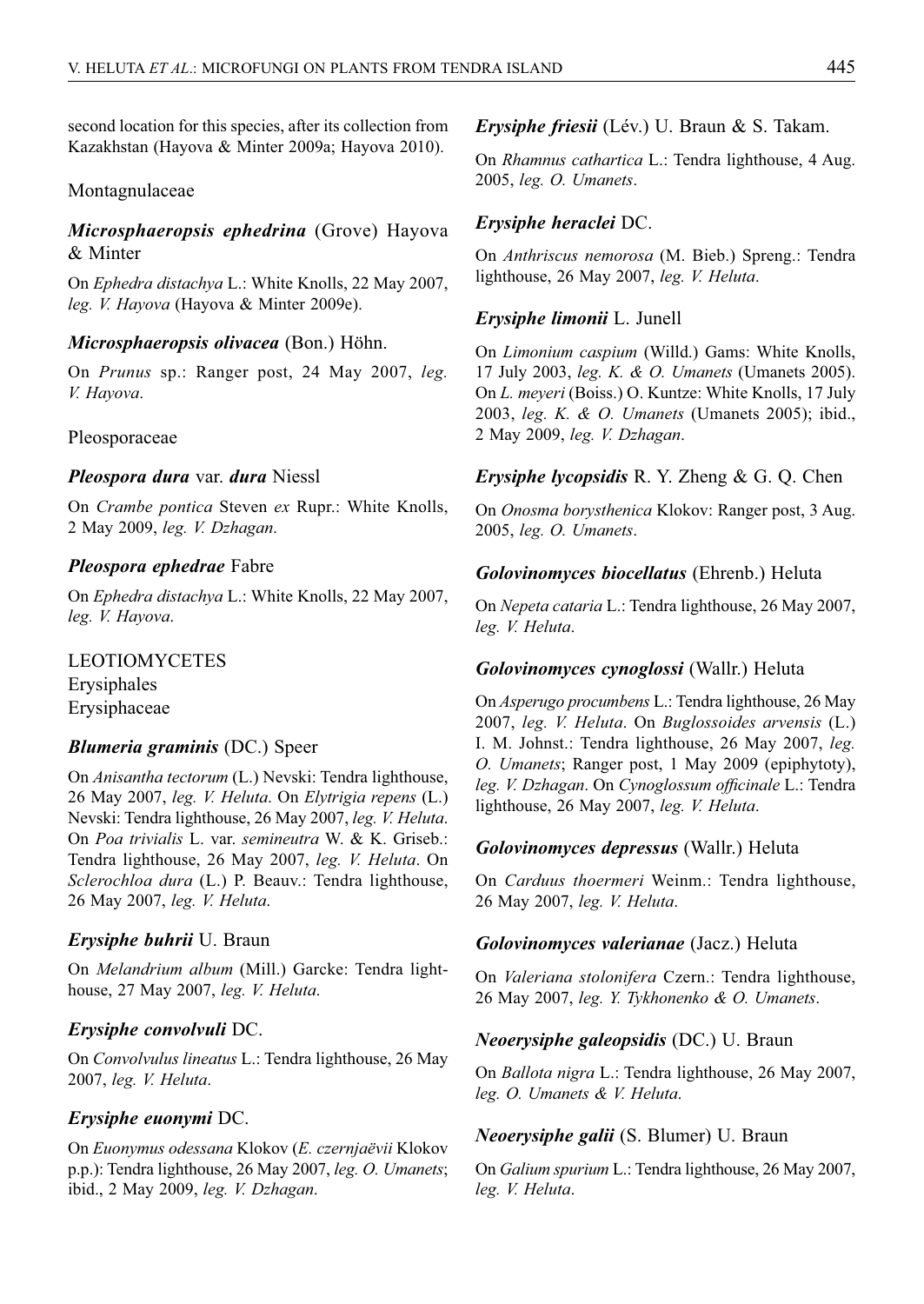second location for this species, after its collection from Kazakhstan (Hayova & Minter 2009a; Hayova 2010).

Montagnulaceae

### *Microsphaeropsis ephedrina* (Grove) Hayova & Minter

On *Ephedra distachya* L.: White Knolls, 22 May 2007, *leg. V. Hayova* (Hayova & Minter 2009e).

### *Microsphaeropsis olivacea* (Bon.) Höhn.

On *Prunus* sp.: Ranger post, 24 May 2007, *leg. V. Hayova*.

Pleosporaceae

### *Pleospora dura* var. *dura* Niessl

On *Crambe pontica* Steven *ex* Rupr.: White Knolls, 2 May 2009, *leg. V. Dzhagan*.

### *Pleospora ephedrae* Fabre

On *Ephedra distachya* L.: White Knolls, 22 May 2007, *leg. V. Hayova*.

LEOTIOMYCETES
Erysiphales
Erysiphaceae

### *Blumeria graminis* (DC.) Speer

On *Anisantha tectorum* (L.) Nevski: Tendra lighthouse, 26 May 2007, *leg. V. Heluta*. On *Elytrigia repens* (L.) Nevski: Tendra lighthouse, 26 May 2007, *leg. V. Heluta*. On *Poa trivialis* L. var. *semineutra* W. & K. Griseb.: Tendra lighthouse, 26 May 2007, *leg. V. Heluta*. On *Sclerochloa dura* (L.) P. Beauv.: Tendra lighthouse, 26 May 2007, *leg. V. Heluta*.

### *Erysiphe buhrii* U. Braun

On *Melandrium album* (Mill.) Garcke: Tendra lighthouse, 27 May 2007, *leg. V. Heluta*.

### *Erysiphe convolvuli* DC.

On *Convolvulus lineatus* L.: Tendra lighthouse, 26 May 2007, *leg. V. Heluta*.

### *Erysiphe euonymi* DC.

On *Euonymus odessana* Klokov (*E. czernjaëvii* Klokov p.p.): Tendra lighthouse, 26 May 2007, *leg. O. Umanets*; ibid., 2 May 2009, *leg. V. Dzhagan*.

### *Erysiphe friesii* (Lév.) U. Braun & S. Takam.

On *Rhamnus cathartica* L.: Tendra lighthouse, 4 Aug. 2005, *leg. O. Umanets*.

### *Erysiphe heraclei* DC.

On *Anthriscus nemorosa* (M. Bieb.) Spreng.: Tendra lighthouse, 26 May 2007, *leg. V. Heluta*.

### *Erysiphe limonii* L. Junell

On *Limonium caspium* (Willd.) Gams: White Knolls, 17 July 2003, *leg. K. & O. Umanets* (Umanets 2005). On *L. meyeri* (Boiss.) O. Kuntze: White Knolls, 17 July 2003, *leg. K. & O. Umanets* (Umanets 2005); ibid., 2 May 2009, *leg. V. Dzhagan*.

### *Erysiphe lycopsidis* R. Y. Zheng & G. Q. Chen

On *Onosma borysthenica* Klokov: Ranger post, 3 Aug. 2005, *leg. O. Umanets*.

### *Golovinomyces biocellatus* (Ehrenb.) Heluta

On *Nepeta cataria* L.: Tendra lighthouse, 26 May 2007, *leg. V. Heluta*.

### *Golovinomyces cynoglossi* (Wallr.) Heluta

On *Asperugo procumbens* L.: Tendra lighthouse, 26 May 2007, *leg. V. Heluta*. On *Buglossoides arvensis* (L.) I. M. Johnst.: Tendra lighthouse, 26 May 2007, *leg. O. Umanets*; Ranger post, 1 May 2009 (epiphytoty), *leg. V. Dzhagan*. On *Cynoglossum officinale* L.: Tendra lighthouse, 26 May 2007, *leg. V. Heluta*.

### *Golovinomyces depressus* (Wallr.) Heluta

On *Carduus thoermeri* Weinm.: Tendra lighthouse, 26 May 2007, *leg. V. Heluta*.

### *Golovinomyces valerianae* (Jacz.) Heluta

On *Valeriana stolonifera* Czern.: Tendra lighthouse, 26 May 2007, *leg. Y. Tykhonenko & O. Umanets*.

### *Neoerysiphe galeopsidis* (DC.) U. Braun

On *Ballota nigra* L.: Tendra lighthouse, 26 May 2007, *leg. O. Umanets & V. Heluta*.

### *Neoerysiphe galii* (S. Blumer) U. Braun

On *Galium spurium* L.: Tendra lighthouse, 26 May 2007, *leg. V. Heluta*.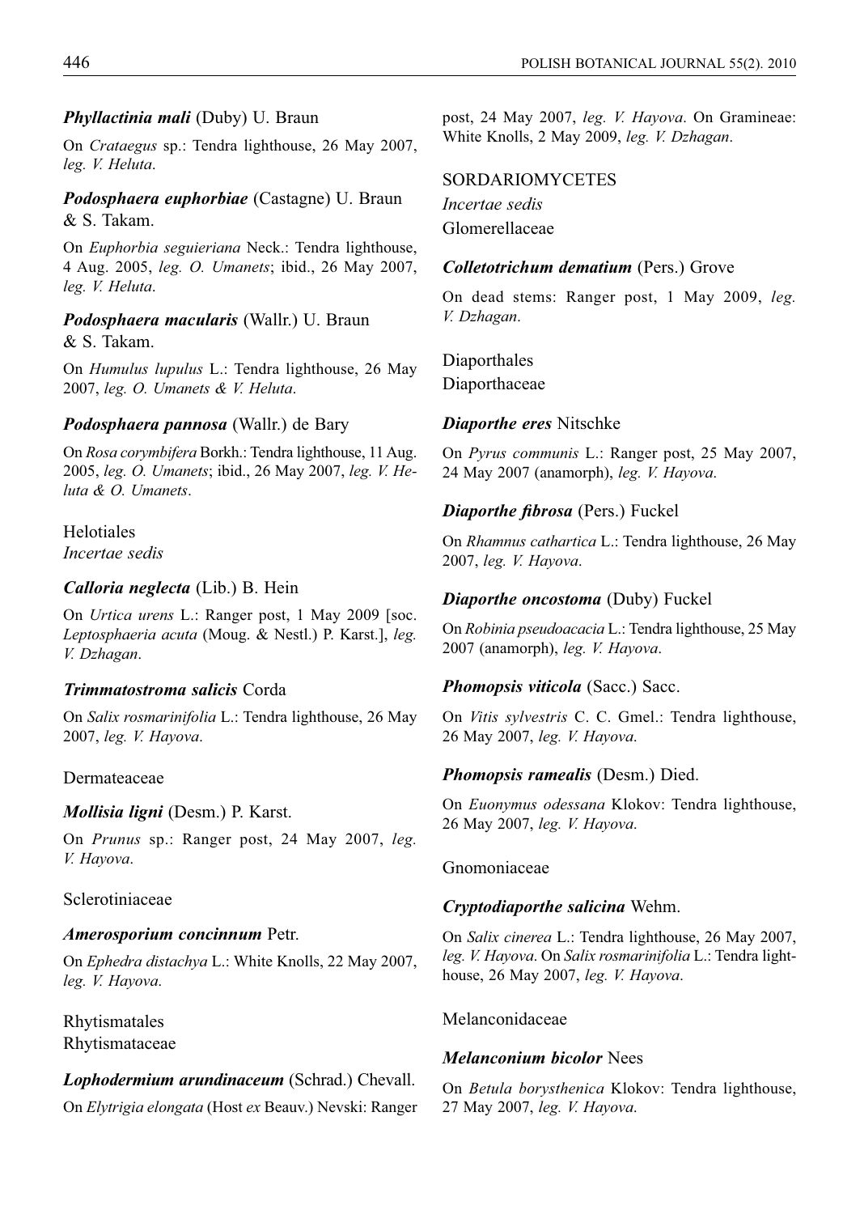***Phyllactinia mali*** (Duby) U. Braun

On *Crataegus* sp.: Tendra lighthouse, 26 May 2007, *leg. V. Heluta*.

***Podosphaera euphorbiae*** (Castagne) U. Braun & S. Takam.

On *Euphorbia seguieriana* Neck.: Tendra lighthouse, 4 Aug. 2005, *leg. O. Umanets*; ibid., 26 May 2007, *leg. V. Heluta*.

***Podosphaera macularis*** (Wallr.) U. Braun & S. Takam.

On *Humulus lupulus* L.: Tendra lighthouse, 26 May 2007, *leg. O. Umanets & V. Heluta*.

***Podosphaera pannosa*** (Wallr.) de Bary

On *Rosa corymbifera* Borkh.: Tendra lighthouse, 11 Aug. 2005, *leg. O. Umanets*; ibid., 26 May 2007, *leg. V. Heluta & O. Umanets*.

Helotiales
*Incertae sedis*

***Calloria neglecta*** (Lib.) B. Hein

On *Urtica urens* L.: Ranger post, 1 May 2009 [soc. *Leptosphaeria acuta* (Moug. & Nestl.) P. Karst.], *leg. V. Dzhagan*.

***Trimmatostroma salicis*** Corda

On *Salix rosmarinifolia* L.: Tendra lighthouse, 26 May 2007, *leg. V. Hayova*.

Dermateaceae

***Mollisia ligni*** (Desm.) P. Karst.

On *Prunus* sp.: Ranger post, 24 May 2007, *leg. V. Hayova*.

Sclerotiniaceae

***Amerosporium concinnum*** Petr.

On *Ephedra distachya* L.: White Knolls, 22 May 2007, *leg. V. Hayova.*

Rhytismatales
Rhytismataceae

***Lophodermium arundinaceum*** (Schrad.) Chevall.

On *Elytrigia elongata* (Host *ex* Beauv.) Nevski: Ranger post, 24 May 2007, *leg. V. Hayova*. On Gramineae: White Knolls, 2 May 2009, *leg. V. Dzhagan*.

SORDARIOMYCETES
*Incertae sedis*
Glomerellaceae

***Colletotrichum dematium*** (Pers.) Grove

On dead stems: Ranger post, 1 May 2009, *leg. V. Dzhagan*.

Diaporthales
Diaporthaceae

***Diaporthe eres*** Nitschke

On *Pyrus communis* L.: Ranger post, 25 May 2007, 24 May 2007 (anamorph), *leg. V. Hayova*.

***Diaporthe fibrosa*** (Pers.) Fuckel

On *Rhamnus cathartica* L.: Tendra lighthouse, 26 May 2007, *leg. V. Hayova*.

***Diaporthe oncostoma*** (Duby) Fuckel

On *Robinia pseudoacacia* L.: Tendra lighthouse, 25 May 2007 (anamorph), *leg. V. Hayova*.

***Phomopsis viticola*** (Sacc.) Sacc.

On *Vitis sylvestris* C. C. Gmel.: Tendra lighthouse, 26 May 2007, *leg. V. Hayova*.

***Phomopsis ramealis*** (Desm.) Died.

On *Euonymus odessana* Klokov: Tendra lighthouse, 26 May 2007, *leg. V. Hayova*.

Gnomoniaceae

***Cryptodiaporthe salicina*** Wehm.

On *Salix cinerea* L.: Tendra lighthouse, 26 May 2007, *leg. V. Hayova*. On *Salix rosmarinifolia* L.: Tendra lighthouse, 26 May 2007, *leg. V. Hayova*.

Melanconidaceae

***Melanconium bicolor*** Nees

On *Betula borysthenica* Klokov: Tendra lighthouse, 27 May 2007, *leg. V. Hayova*.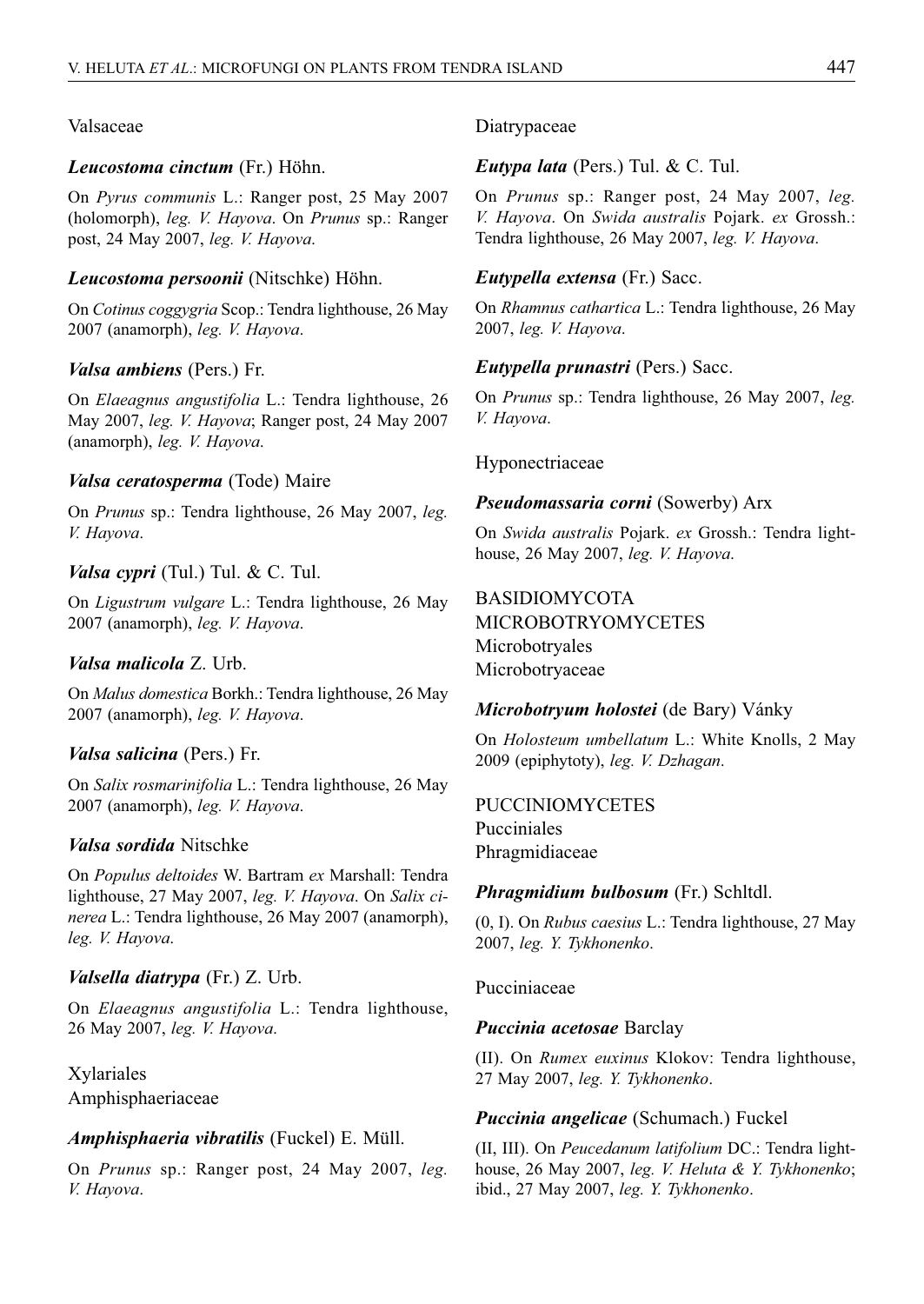Valsaceae

***Leucostoma cinctum*** (Fr.) Höhn.

On *Pyrus communis* L.: Ranger post, 25 May 2007 (holomorph), *leg. V. Hayova*. On *Prunus* sp.: Ranger post, 24 May 2007, *leg. V. Hayova*.

***Leucostoma persoonii*** (Nitschke) Höhn.

On *Cotinus coggygria* Scop.: Tendra lighthouse, 26 May 2007 (anamorph), *leg. V. Hayova*.

***Valsa ambiens*** (Pers.) Fr.

On *Elaeagnus angustifolia* L.: Tendra lighthouse, 26 May 2007, *leg. V. Hayova*; Ranger post, 24 May 2007 (anamorph), *leg. V. Hayova*.

***Valsa ceratosperma*** (Tode) Maire

On *Prunus* sp.: Tendra lighthouse, 26 May 2007, *leg. V. Hayova*.

***Valsa cypri*** (Tul.) Tul. & C. Tul.

On *Ligustrum vulgare* L.: Tendra lighthouse, 26 May 2007 (anamorph), *leg. V. Hayova*.

***Valsa malicola*** Z. Urb.

On *Malus domestica* Borkh.: Tendra lighthouse, 26 May 2007 (anamorph), *leg. V. Hayova*.

***Valsa salicina*** (Pers.) Fr.

On *Salix rosmarinifolia* L.: Tendra lighthouse, 26 May 2007 (anamorph), *leg. V. Hayova*.

***Valsa sordida*** Nitschke

On *Populus deltoides* W. Bartram *ex* Marshall: Tendra lighthouse, 27 May 2007, *leg. V. Hayova*. On *Salix cinerea* L.: Tendra lighthouse, 26 May 2007 (anamorph), *leg. V. Hayova*.

***Valsella diatrypa*** (Fr.) Z. Urb.

On *Elaeagnus angustifolia* L.: Tendra lighthouse, 26 May 2007, *leg. V. Hayova*.

Xylariales
Amphisphaeriaceae

***Amphisphaeria vibratilis*** (Fuckel) E. Müll.

On *Prunus* sp.: Ranger post, 24 May 2007, *leg. V. Hayova*.

Diatrypaceae

***Eutypa lata*** (Pers.) Tul. & C. Tul.

On *Prunus* sp.: Ranger post, 24 May 2007, *leg. V. Hayova*. On *Swida australis* Pojark. *ex* Grossh.: Tendra lighthouse, 26 May 2007, *leg. V. Hayova*.

***Eutypella extensa*** (Fr.) Sacc.

On *Rhamnus cathartica* L.: Tendra lighthouse, 26 May 2007, *leg. V. Hayova*.

***Eutypella prunastri*** (Pers.) Sacc.

On *Prunus* sp.: Tendra lighthouse, 26 May 2007, *leg. V. Hayova*.

Hyponectriaceae

***Pseudomassaria corni*** (Sowerby) Arx

On *Swida australis* Pojark. *ex* Grossh.: Tendra lighthouse, 26 May 2007, *leg. V. Hayova*.

BASIDIOMYCOTA
MICROBOTRYOMYCETES
Microbotryales
Microbotryaceae

***Microbotryum holostei*** (de Bary) Vánky

On *Holosteum umbellatum* L.: White Knolls, 2 May 2009 (epiphytoty), *leg. V. Dzhagan*.

PUCCINIOMYCETES
Pucciniales
Phragmidiaceae

***Phragmidium bulbosum*** (Fr.) Schltdl.

(0, I). On *Rubus caesius* L.: Tendra lighthouse, 27 May 2007, *leg. Y. Tykhonenko*.

Pucciniaceae

***Puccinia acetosae*** Barclay

(II). On *Rumex euxinus* Klokov: Tendra lighthouse, 27 May 2007, *leg. Y. Tykhonenko*.

***Puccinia angelicae*** (Schumach.) Fuckel

(II, III). On *Peucedanum latifolium* DC.: Tendra lighthouse, 26 May 2007, *leg. V. Heluta & Y. Tykhonenko*; ibid., 27 May 2007, *leg. Y. Tykhonenko*.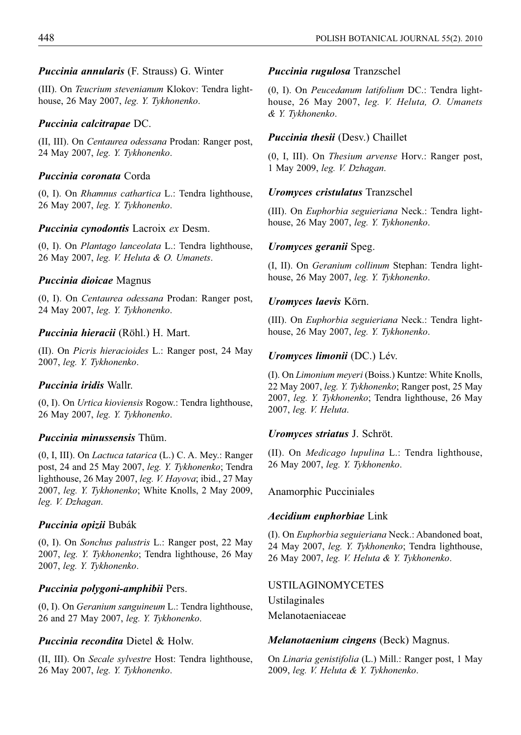### ***Puccinia annularis*** (F. Strauss) G. Winter

(III). On *Teucrium stevenianum* Klokov: Tendra lighthouse, 26 May 2007, *leg. Y. Tykhonenko*.

### ***Puccinia calcitrapae*** DC.

(II, III). On *Centaurea odessana* Prodan: Ranger post, 24 May 2007, *leg. Y. Tykhonenko*.

### ***Puccinia coronata*** Corda

(0, I). On *Rhamnus cathartica* L.: Tendra lighthouse, 26 May 2007, *leg. Y. Tykhonenko*.

### ***Puccinia cynodontis*** Lacroix *ex* Desm.

(0, I). On *Plantago lanceolata* L.: Tendra lighthouse, 26 May 2007, *leg. V. Heluta & O. Umanets*.

### ***Puccinia dioicae*** Magnus

(0, I). On *Centaurea odessana* Prodan: Ranger post, 24 May 2007, *leg. Y. Tykhonenko*.

### ***Puccinia hieracii*** (Röhl.) H. Mart.

(II). On *Picris hieracioides* L.: Ranger post, 24 May 2007, *leg. Y. Tykhonenko*.

### ***Puccinia iridis*** Wallr.

(0, I). On *Urtica kioviensis* Rogow.: Tendra lighthouse, 26 May 2007, *leg. Y. Tykhonenko*.

### ***Puccinia minussensis*** Thüm.

(0, I, III). On *Lactuca tatarica* (L.) C. A. Mey.: Ranger post, 24 and 25 May 2007, *leg. Y. Tykhonenko*; Tendra lighthouse, 26 May 2007, *leg. V. Hayova*; ibid., 27 May 2007, *leg. Y. Tykhonenko*; White Knolls, 2 May 2009, *leg. V. Dzhagan*.

### ***Puccinia opizii*** Bubák

(0, I). On *Sonchus palustris* L.: Ranger post, 22 May 2007, *leg. Y. Tykhonenko*; Tendra lighthouse, 26 May 2007, *leg. Y. Tykhonenko*.

### ***Puccinia polygoni-amphibii*** Pers.

(0, I). On *Geranium sanguineum* L.: Tendra lighthouse, 26 and 27 May 2007, *leg. Y. Tykhonenko*.

### ***Puccinia recondita*** Dietel & Holw.

(II, III). On *Secale sylvestre* Host: Tendra lighthouse, 26 May 2007, *leg. Y. Tykhonenko*.

### ***Puccinia rugulosa*** Tranzschel

(0, I). On *Peucedanum latifolium* DC.: Tendra lighthouse, 26 May 2007, *leg. V. Heluta, O. Umanets & Y. Tykhonenko*.

### ***Puccinia thesii*** (Desv.) Chaillet

(0, I, III). On *Thesium arvense* Horv.: Ranger post, 1 May 2009, *leg. V. Dzhagan*.

### ***Uromyces cristulatus*** Tranzschel

(III). On *Euphorbia seguieriana* Neck.: Tendra lighthouse, 26 May 2007, *leg. Y. Tykhonenko*.

### ***Uromyces geranii*** Speg.

(I, II). On *Geranium collinum* Stephan: Tendra lighthouse, 26 May 2007, *leg. Y. Tykhonenko*.

### ***Uromyces laevis*** Körn.

(III). On *Euphorbia seguieriana* Neck.: Tendra lighthouse, 26 May 2007, *leg. Y. Tykhonenko*.

### ***Uromyces limonii*** (DC.) Lév.

(I). On *Limonium meyeri* (Boiss.) Kuntze: White Knolls, 22 May 2007, *leg. Y. Tykhonenko*; Ranger post, 25 May 2007, *leg. Y. Tykhonenko*; Tendra lighthouse, 26 May 2007, *leg. V. Heluta*.

### ***Uromyces striatus*** J. Schröt.

(II). On *Medicago lupulina* L.: Tendra lighthouse, 26 May 2007, *leg. Y. Tykhonenko*.

Anamorphic Pucciniales

### ***Aecidium euphorbiae*** Link

(I). On *Euphorbia seguieriana* Neck.: Abandoned boat, 24 May 2007, *leg. Y. Tykhonenko*; Tendra lighthouse, 26 May 2007, *leg. V. Heluta & Y. Tykhonenko*.

USTILAGINOMYCETES

Ustilaginales

Melanotaeniaceae

### ***Melanotaenium cingens*** (Beck) Magnus.

On *Linaria genistifolia* (L.) Mill.: Ranger post, 1 May 2009, *leg. V. Heluta & Y. Tykhonenko*.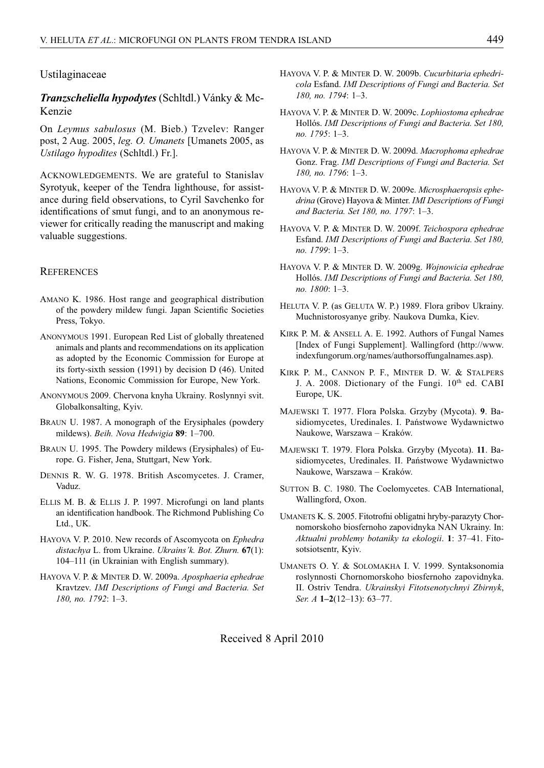Ustilaginaceae

***Tranzscheliella hypodytes*** (Schltdl.) Vánky & McKenzie

On *Leymus sabulosus* (M. Bieb.) Tzvelev: Ranger post, 2 Aug. 2005, *leg. O. Umanets* [Umanets 2005, as *Ustilago hypodites* (Schltdl.) Fr.].

ACKNOWLEDGEMENTS. We are grateful to Stanislav Syrotyuk, keeper of the Tendra lighthouse, for assistance during field observations, to Cyril Savchenko for identifications of smut fungi, and to an anonymous reviewer for critically reading the manuscript and making valuable suggestions.

## REFERENCES

AMANO K. 1986. Host range and geographical distribution of the powdery mildew fungi. Japan Scientific Societies Press, Tokyo.

ANONYMOUS 1991. European Red List of globally threatened animals and plants and recommendations on its application as adopted by the Economic Commission for Europe at its forty-sixth session (1991) by decision D (46). United Nations, Economic Commission for Europe, New York.

ANONYMOUS 2009. Chervona knyha Ukrainy. Roslynnyi svit. Globalkonsalting, Kyiv.

BRAUN U. 1987. A monograph of the Erysiphales (powdery mildews). *Beih. Nova Hedwigia* **89**: 1–700.

BRAUN U. 1995. The Powdery mildews (Erysiphales) of Europe. G. Fisher, Jena, Stuttgart, New York.

DENNIS R. W. G. 1978. British Ascomycetes. J. Cramer, Vaduz.

ELLIS M. B. & ELLIS J. P. 1997. Microfungi on land plants an identification handbook. The Richmond Publishing Co Ltd., UK.

HAYOVA V. P. 2010. New records of Ascomycota on *Ephedra distachya* L. from Ukraine. *Ukrains'k. Bot. Zhurn.* **67**(1): 104–111 (in Ukrainian with English summary).

HAYOVA V. P. & MINTER D. W. 2009a. *Aposphaeria ephedrae* Kravtzev. *IMI Descriptions of Fungi and Bacteria. Set 180, no. 1792*: 1–3.

HAYOVA V. P. & MINTER D. W. 2009b. *Cucurbitaria ephedricola* Esfand. *IMI Descriptions of Fungi and Bacteria. Set 180, no. 1794*: 1–3.

HAYOVA V. P. & MINTER D. W. 2009c. *Lophiostoma ephedrae* Hollós. *IMI Descriptions of Fungi and Bacteria. Set 180, no. 1795*: 1–3.

HAYOVA V. P. & MINTER D. W. 2009d. *Macrophoma ephedrae* Gonz. Frag. *IMI Descriptions of Fungi and Bacteria. Set 180, no. 1796*: 1–3.

HAYOVA V. P. & MINTER D. W. 2009e. *Microsphaeropsis ephedrina* (Grove) Hayova & Minter. *IMI Descriptions of Fungi and Bacteria. Set 180, no. 1797*: 1–3.

HAYOVA V. P. & MINTER D. W. 2009f. *Teichospora ephedrae* Esfand. *IMI Descriptions of Fungi and Bacteria. Set 180, no. 1799*: 1–3.

HAYOVA V. P. & MINTER D. W. 2009g. *Wojnowicia ephedrae* Hollós. *IMI Descriptions of Fungi and Bacteria. Set 180, no. 1800*: 1–3.

HELUTA V. P. (as GELUTA W. P.) 1989. Flora gribov Ukrainy. Muchnistorosyanye griby. Naukova Dumka, Kiev.

KIRK P. M. & ANSELL A. E. 1992. Authors of Fungal Names [Index of Fungi Supplement]. Wallingford (http://www.indexfungorum.org/names/authorsoffungalnames.asp).

KIRK P. M., CANNON P. F., MINTER D. W. & STALPERS J. A. 2008. Dictionary of the Fungi. 10th ed. CABI Europe, UK.

MAJEWSKI T. 1977. Flora Polska. Grzyby (Mycota). **9**. Basidiomycetes, Uredinales. I. Państwowe Wydawnictwo Naukowe, Warszawa – Kraków.

MAJEWSKI T. 1979. Flora Polska. Grzyby (Mycota). **11**. Basidiomycetes, Uredinales. II. Państwowe Wydawnictwo Naukowe, Warszawa – Kraków.

SUTTON B. C. 1980. The Coelomycetes. CAB International, Wallingford, Oxon.

UMANETS K. S. 2005. Fitotrofni obligatni hryby-parazyty Chornomorskoho biosfernoho zapovidnyka NAN Ukrainy. In: *Aktualni problemy botaniky ta ekologii*. **1**: 37–41. Fitosotsiotsentr, Kyiv.

UMANETS O. Y. & SOLOMAKHA I. V. 1999. Syntaksonomia roslynnosti Chornomorskoho biosfernoho zapovidnyka. II. Ostriv Tendra. *Ukrainskyi Fitotsenotychnyi Zbirnyk*, *Ser. A* **1–2**(12–13): 63–77.

Received 8 April 2010